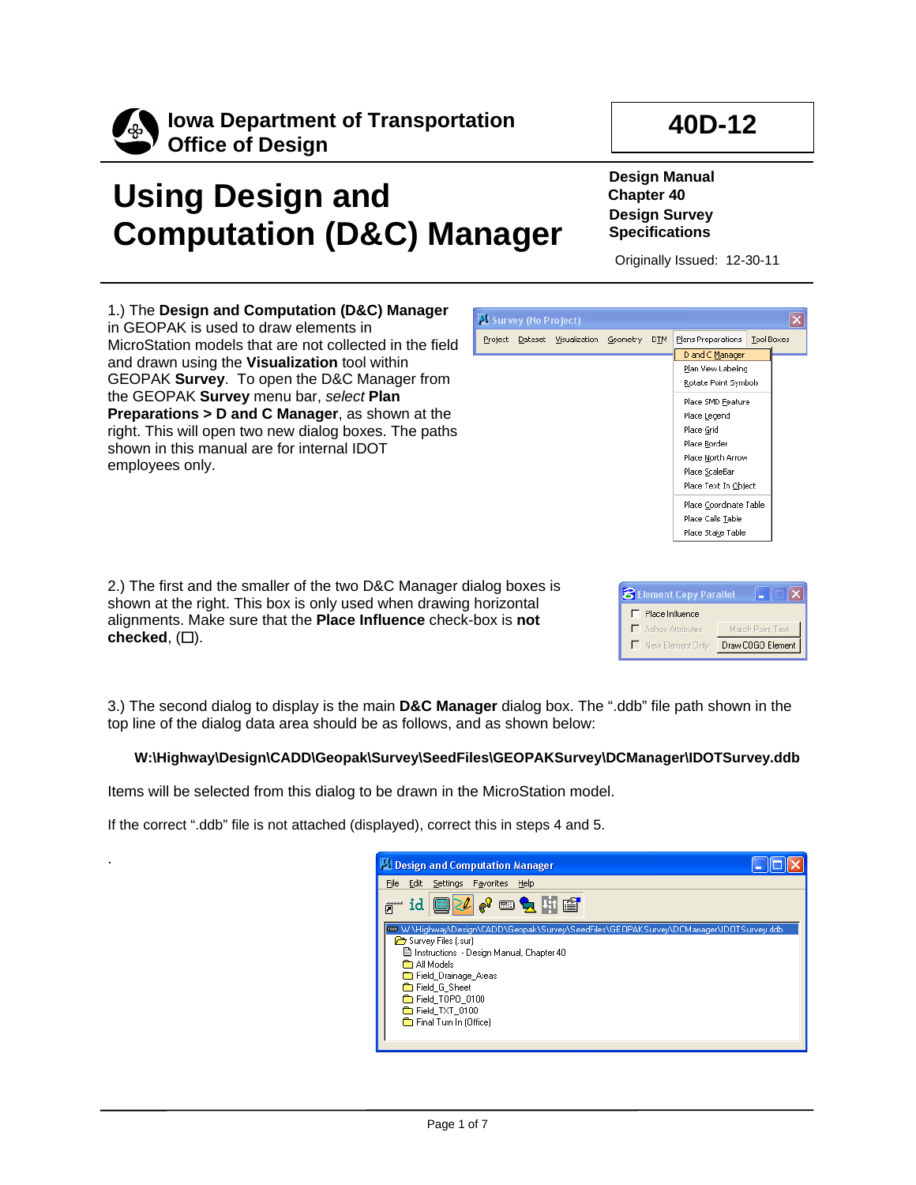**Iowa Department of Transportation**
**Office of Design**

**40D-12**

# Using Design and Computation (D&C) Manager

**Design Manual**
**Chapter 40**
**Design Survey Specifications**

Originally Issued: 12-30-11

1.) The **Design and Computation (D&C) Manager** in GEOPAK is used to draw elements in MicroStation models that are not collected in the field and drawn using the **Visualization** tool within GEOPAK **Survey**. To open the D&C Manager from the GEOPAK **Survey** menu bar, *select* **Plan Preparations > D and C Manager**, as shown at the right. This will open two new dialog boxes. The paths shown in this manual are for internal IDOT employees only.

2.) The first and the smaller of the two D&C Manager dialog boxes is shown at the right. This box is only used when drawing horizontal alignments. Make sure that the **Place Influence** check-box is **not checked**, (☐).

3.) The second dialog to display is the main **D&C Manager** dialog box. The ".ddb" file path shown in the top line of the dialog data area should be as follows, and as shown below:

**W:\Highway\Design\CADD\Geopak\Survey\SeedFiles\GEOPAKSurvey\DCManager\IDOTSurvey.ddb**

Items will be selected from this dialog to be drawn in the MicroStation model.

If the correct ".ddb" file is not attached (displayed), correct this in steps 4 and 5.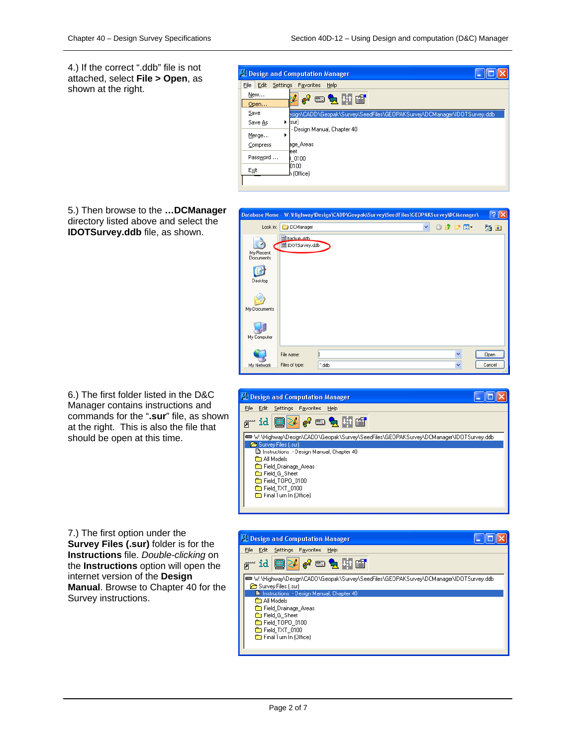4.) If the correct ".ddb" file is not attached, select **File > Open**, as shown at the right.

5.) Then browse to the **…DCManager** directory listed above and select the **IDOTSurvey.ddb** file, as shown.

6.) The first folder listed in the D&C Manager contains instructions and commands for the "**.sur**" file, as shown at the right. This is also the file that should be open at this time.

7.) The first option under the **Survey Files (.sur)** folder is for the **Instructions** file. *Double-clicking* on the **Instructions** option will open the internet version of the **Design Manual**. Browse to Chapter 40 for the Survey instructions.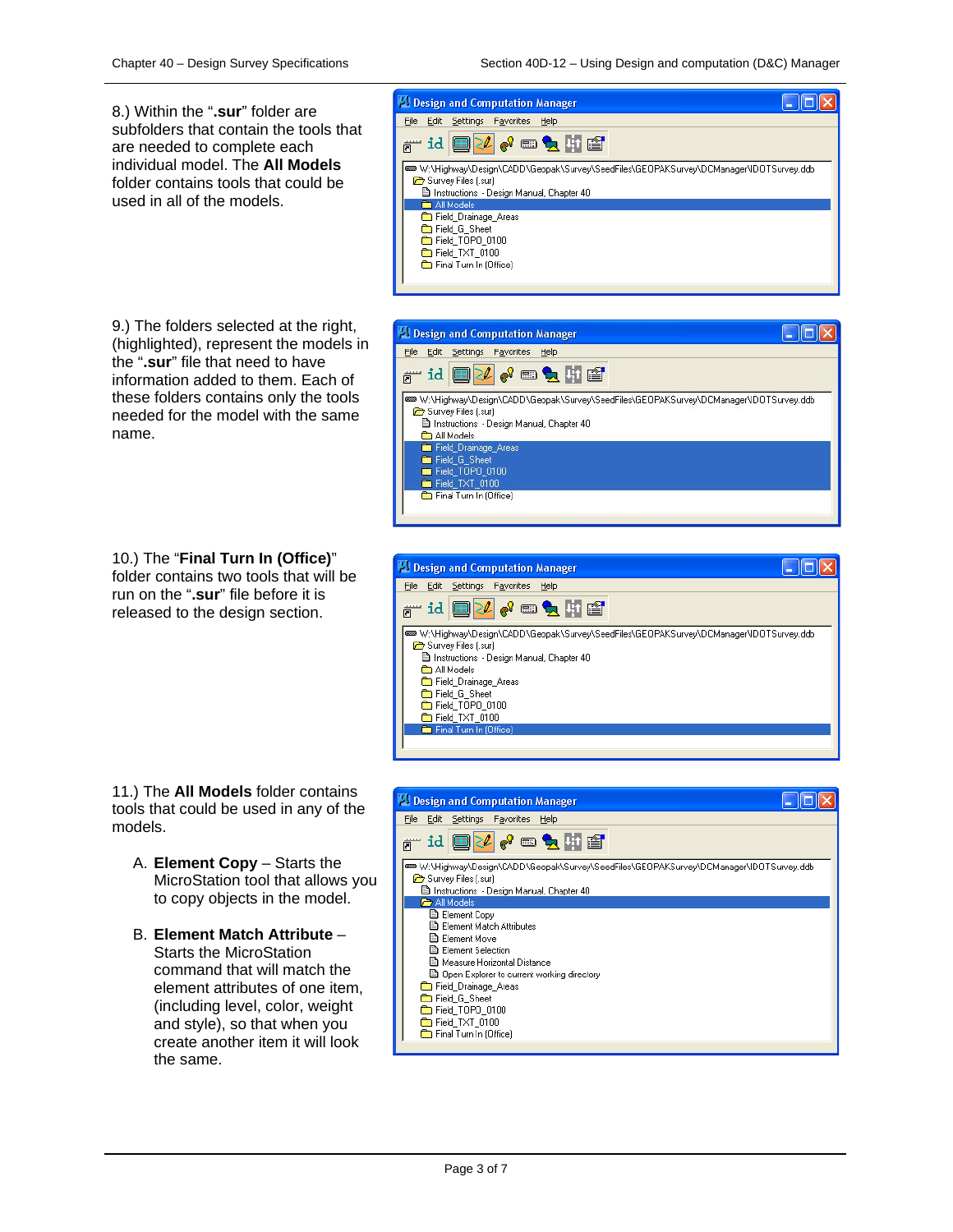8.) Within the "**.sur**" folder are subfolders that contain the tools that are needed to complete each individual model. The **All Models** folder contains tools that could be used in all of the models.

9.) The folders selected at the right, (highlighted), represent the models in the "**.sur**" file that need to have information added to them. Each of these folders contains only the tools needed for the model with the same name.

10.) The "**Final Turn In (Office)**" folder contains two tools that will be run on the "**.sur**" file before it is released to the design section.

11.) The **All Models** folder contains tools that could be used in any of the models.

A. **Element Copy** – Starts the MicroStation tool that allows you to copy objects in the model.

B. **Element Match Attribute** – Starts the MicroStation command that will match the element attributes of one item, (including level, color, weight and style), so that when you create another item it will look the same.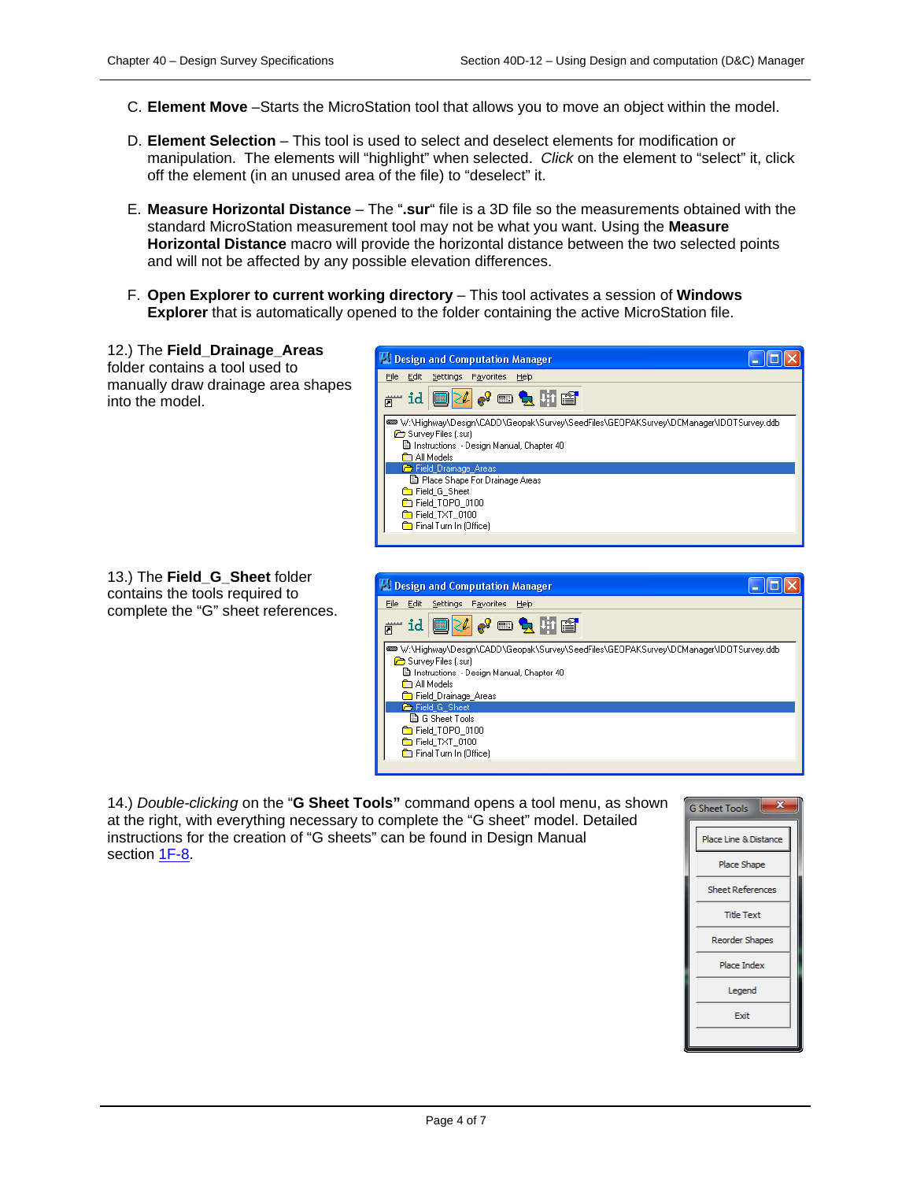C. **Element Move** –Starts the MicroStation tool that allows you to move an object within the model.

D. **Element Selection** – This tool is used to select and deselect elements for modification or manipulation. The elements will "highlight" when selected. *Click* on the element to "select" it, click off the element (in an unused area of the file) to "deselect" it.

E. **Measure Horizontal Distance** – The "**.sur**" file is a 3D file so the measurements obtained with the standard MicroStation measurement tool may not be what you want. Using the **Measure Horizontal Distance** macro will provide the horizontal distance between the two selected points and will not be affected by any possible elevation differences.

F. **Open Explorer to current working directory** – This tool activates a session of **Windows Explorer** that is automatically opened to the folder containing the active MicroStation file.

12.) The **Field_Drainage_Areas** folder contains a tool used to manually draw drainage area shapes into the model.

13.) The **Field_G_Sheet** folder contains the tools required to complete the "G" sheet references.

14.) *Double-clicking* on the "**G Sheet Tools"** command opens a tool menu, as shown at the right, with everything necessary to complete the "G sheet" model. Detailed instructions for the creation of "G sheets" can be found in Design Manual section 1F-8.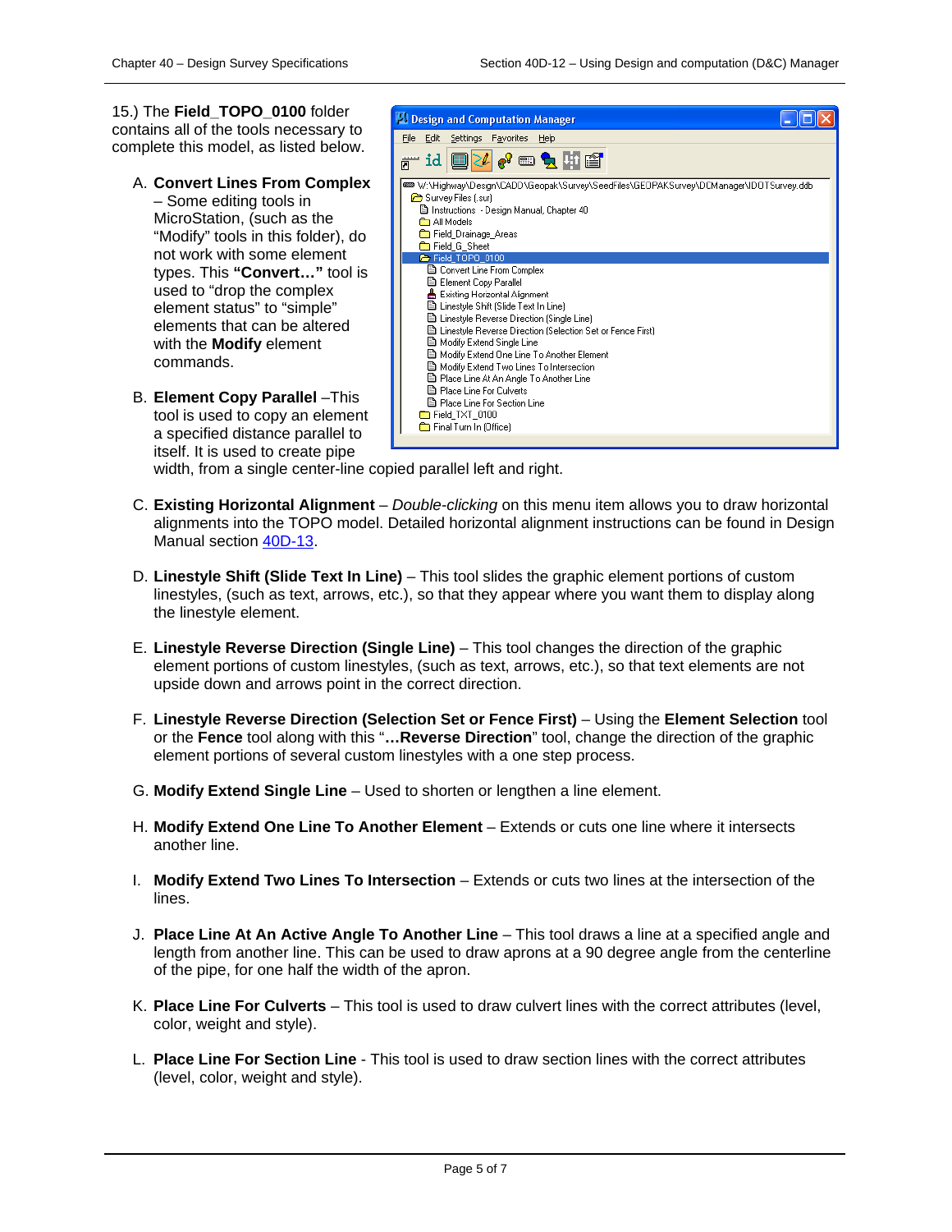15.) The **Field_TOPO_0100** folder contains all of the tools necessary to complete this model, as listed below.

A. **Convert Lines From Complex** – Some editing tools in MicroStation, (such as the "Modify" tools in this folder), do not work with some element types. This **"Convert…"** tool is used to "drop the complex element status" to "simple" elements that can be altered with the **Modify** element commands.

B. **Element Copy Parallel** –This tool is used to copy an element a specified distance parallel to itself. It is used to create pipe width, from a single center-line copied parallel left and right.

C. **Existing Horizontal Alignment** – *Double-clicking* on this menu item allows you to draw horizontal alignments into the TOPO model. Detailed horizontal alignment instructions can be found in Design Manual section 40D-13.

D. **Linestyle Shift (Slide Text In Line)** – This tool slides the graphic element portions of custom linestyles, (such as text, arrows, etc.), so that they appear where you want them to display along the linestyle element.

E. **Linestyle Reverse Direction (Single Line)** – This tool changes the direction of the graphic element portions of custom linestyles, (such as text, arrows, etc.), so that text elements are not upside down and arrows point in the correct direction.

F. **Linestyle Reverse Direction (Selection Set or Fence First)** – Using the **Element Selection** tool or the **Fence** tool along with this "**…Reverse Direction**" tool, change the direction of the graphic element portions of several custom linestyles with a one step process.

G. **Modify Extend Single Line** – Used to shorten or lengthen a line element.

H. **Modify Extend One Line To Another Element** – Extends or cuts one line where it intersects another line.

I. **Modify Extend Two Lines To Intersection** – Extends or cuts two lines at the intersection of the lines.

J. **Place Line At An Active Angle To Another Line** – This tool draws a line at a specified angle and length from another line. This can be used to draw aprons at a 90 degree angle from the centerline of the pipe, for one half the width of the apron.

K. **Place Line For Culverts** – This tool is used to draw culvert lines with the correct attributes (level, color, weight and style).

L. **Place Line For Section Line** - This tool is used to draw section lines with the correct attributes (level, color, weight and style).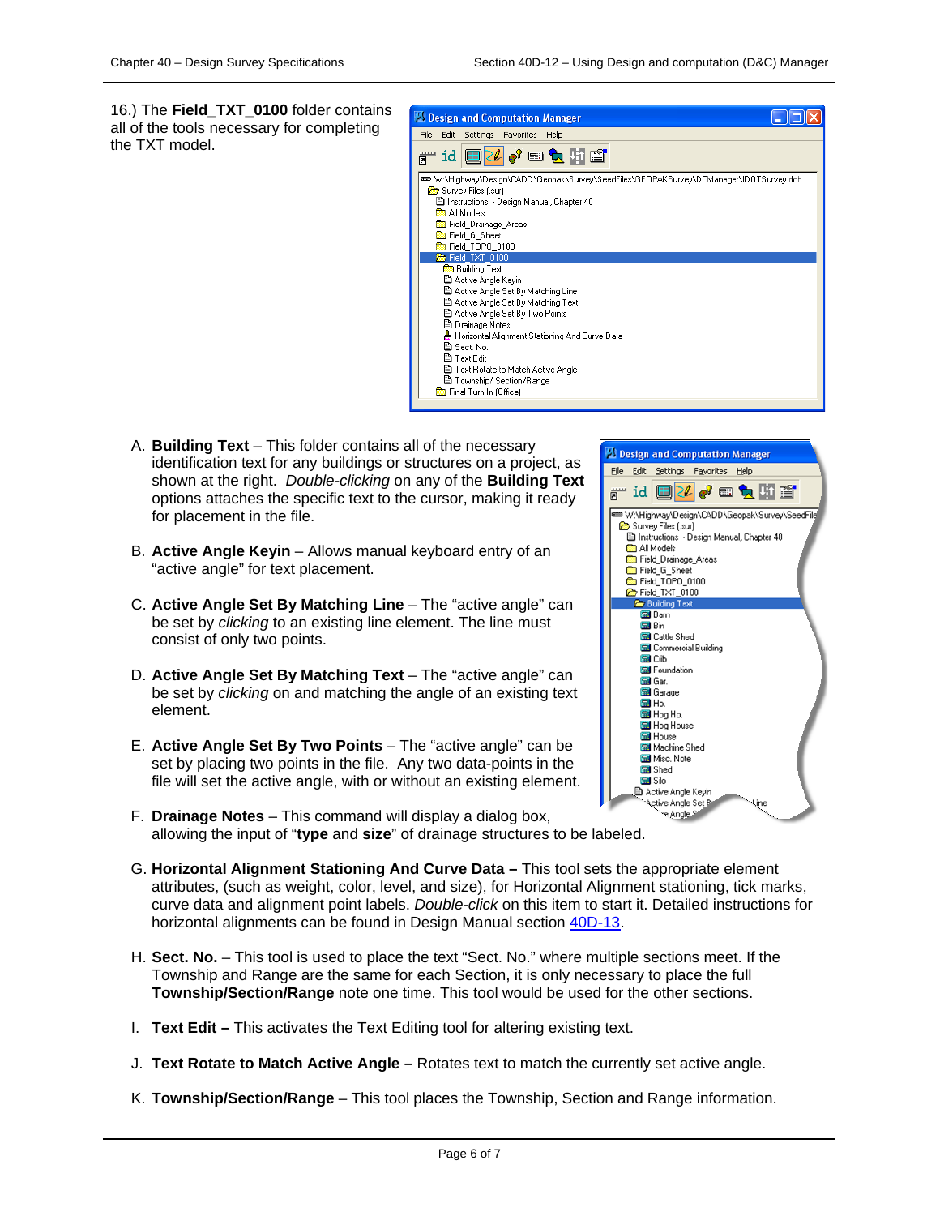16.) The **Field_TXT_0100** folder contains all of the tools necessary for completing the TXT model.

A. **Building Text** – This folder contains all of the necessary identification text for any buildings or structures on a project, as shown at the right. *Double-clicking* on any of the **Building Text** options attaches the specific text to the cursor, making it ready for placement in the file.

B. **Active Angle Keyin** – Allows manual keyboard entry of an "active angle" for text placement.

C. **Active Angle Set By Matching Line** – The "active angle" can be set by *clicking* to an existing line element. The line must consist of only two points.

D. **Active Angle Set By Matching Text** – The "active angle" can be set by *clicking* on and matching the angle of an existing text element.

E. **Active Angle Set By Two Points** – The "active angle" can be set by placing two points in the file. Any two data-points in the file will set the active angle, with or without an existing element.

F. **Drainage Notes** – This command will display a dialog box, allowing the input of "**type** and **size**" of drainage structures to be labeled.

G. **Horizontal Alignment Stationing And Curve Data –** This tool sets the appropriate element attributes, (such as weight, color, level, and size), for Horizontal Alignment stationing, tick marks, curve data and alignment point labels. *Double-click* on this item to start it. Detailed instructions for horizontal alignments can be found in Design Manual section 40D-13.

H. **Sect. No.** – This tool is used to place the text "Sect. No." where multiple sections meet. If the Township and Range are the same for each Section, it is only necessary to place the full **Township/Section/Range** note one time. This tool would be used for the other sections.

I. **Text Edit –** This activates the Text Editing tool for altering existing text.

J. **Text Rotate to Match Active Angle –** Rotates text to match the currently set active angle.

K. **Township/Section/Range** – This tool places the Township, Section and Range information.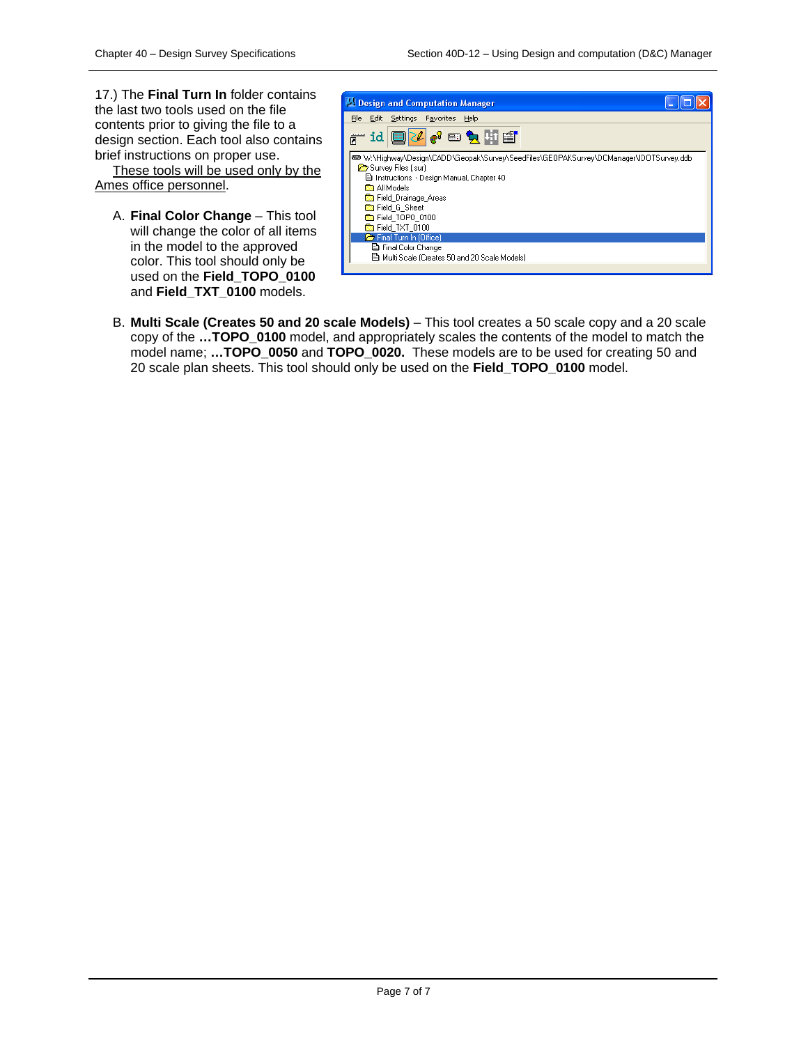17.) The **Final Turn In** folder contains the last two tools used on the file contents prior to giving the file to a design section. Each tool also contains brief instructions on proper use. These tools will be used only by the Ames office personnel.

A. **Final Color Change** – This tool will change the color of all items in the model to the approved color. This tool should only be used on the **Field_TOPO_0100** and **Field_TXT_0100** models.

B. **Multi Scale (Creates 50 and 20 scale Models)** – This tool creates a 50 scale copy and a 20 scale copy of the **…TOPO_0100** model, and appropriately scales the contents of the model to match the model name; **…TOPO_0050** and **TOPO_0020.** These models are to be used for creating 50 and 20 scale plan sheets. This tool should only be used on the **Field_TOPO_0100** model.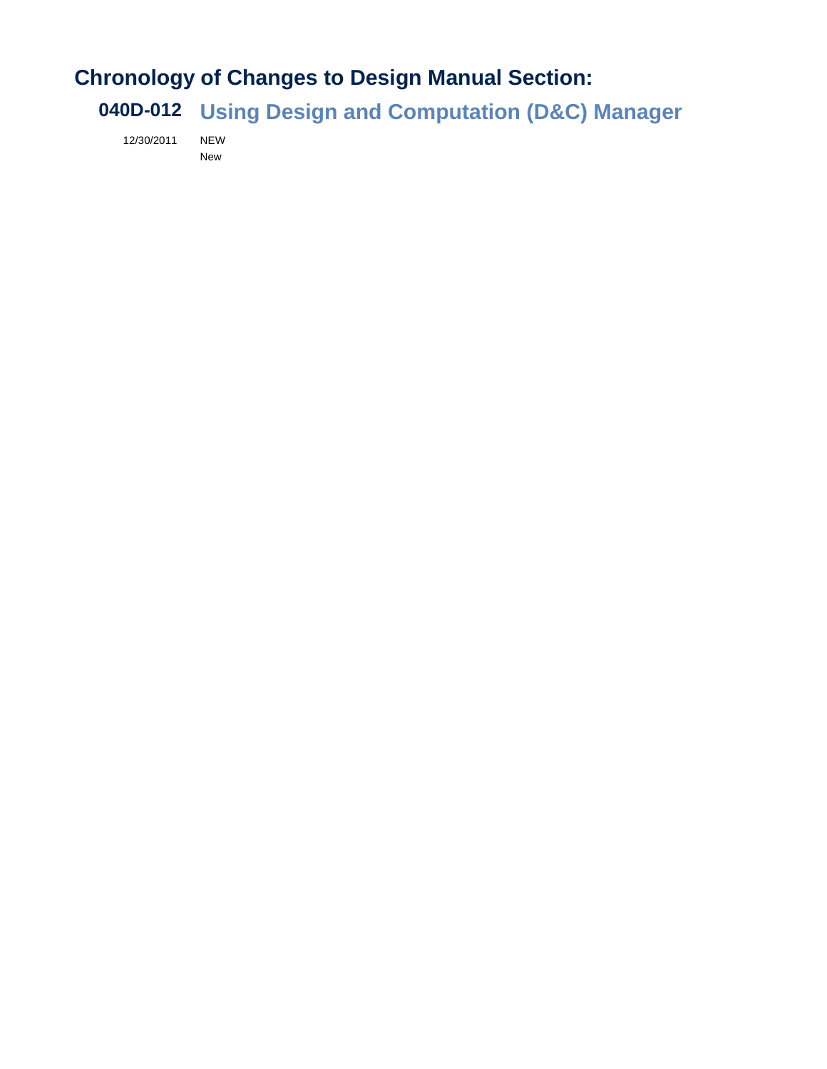# Chronology of Changes to Design Manual Section:

## 040D-012 Using Design and Computation (D&C) Manager

12/30/2011 NEW

New